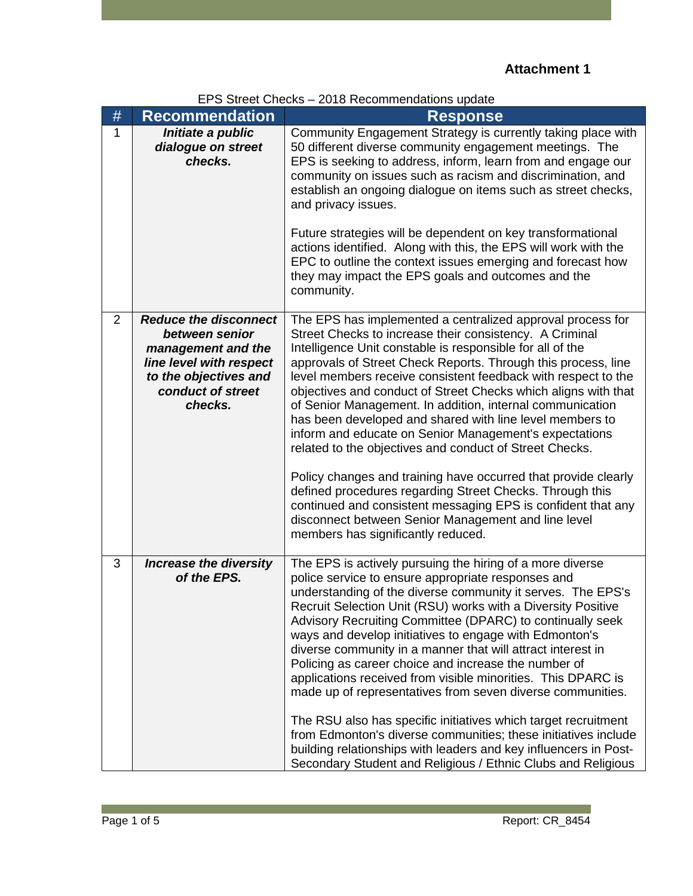**Attachment 1**

EPS Street Checks – 2018 Recommendations update

| # | Recommendation | Response |
|---|---|---|
| 1 | ***Initiate a public dialogue on street checks.*** | Community Engagement Strategy is currently taking place with 50 different diverse community engagement meetings. The EPS is seeking to address, inform, learn from and engage our community on issues such as racism and discrimination, and establish an ongoing dialogue on items such as street checks, and privacy issues.<br><br>Future strategies will be dependent on key transformational actions identified. Along with this, the EPS will work with the EPC to outline the context issues emerging and forecast how they may impact the EPS goals and outcomes and the community. |
| 2 | ***Reduce the disconnect between senior management and the line level with respect to the objectives and conduct of street checks.*** | The EPS has implemented a centralized approval process for Street Checks to increase their consistency. A Criminal Intelligence Unit constable is responsible for all of the approvals of Street Check Reports. Through this process, line level members receive consistent feedback with respect to the objectives and conduct of Street Checks which aligns with that of Senior Management. In addition, internal communication has been developed and shared with line level members to inform and educate on Senior Management's expectations related to the objectives and conduct of Street Checks.<br><br>Policy changes and training have occurred that provide clearly defined procedures regarding Street Checks. Through this continued and consistent messaging EPS is confident that any disconnect between Senior Management and line level members has significantly reduced. |
| 3 | ***Increase the diversity of the EPS.*** | The EPS is actively pursuing the hiring of a more diverse police service to ensure appropriate responses and understanding of the diverse community it serves. The EPS's Recruit Selection Unit (RSU) works with a Diversity Positive Advisory Recruiting Committee (DPARC) to continually seek ways and develop initiatives to engage with Edmonton's diverse community in a manner that will attract interest in Policing as career choice and increase the number of applications received from visible minorities. This DPARC is made up of representatives from seven diverse communities.<br><br>The RSU also has specific initiatives which target recruitment from Edmonton's diverse communities; these initiatives include building relationships with leaders and key influencers in Post-Secondary Student and Religious / Ethnic Clubs and Religious |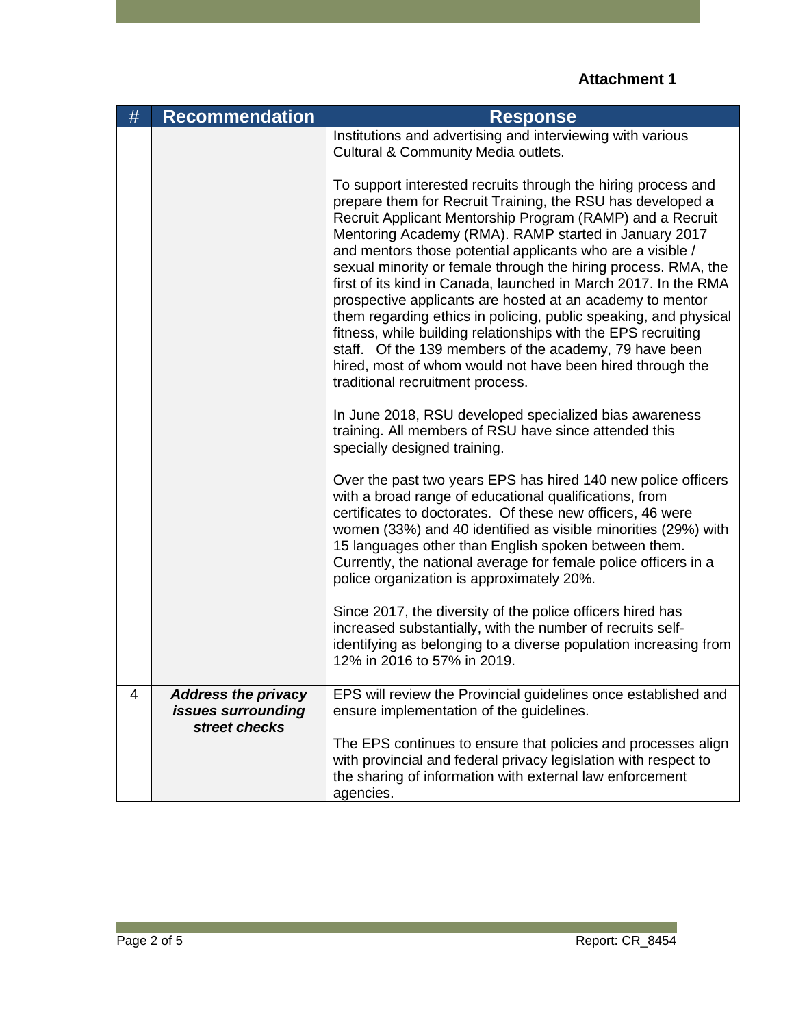**Attachment 1**

| # | Recommendation | Response |
|---|---|---|
| | | Institutions and advertising and interviewing with various Cultural & Community Media outlets.<br><br>To support interested recruits through the hiring process and prepare them for Recruit Training, the RSU has developed a Recruit Applicant Mentorship Program (RAMP) and a Recruit Mentoring Academy (RMA). RAMP started in January 2017 and mentors those potential applicants who are a visible / sexual minority or female through the hiring process. RMA, the first of its kind in Canada, launched in March 2017. In the RMA prospective applicants are hosted at an academy to mentor them regarding ethics in policing, public speaking, and physical fitness, while building relationships with the EPS recruiting staff. Of the 139 members of the academy, 79 have been hired, most of whom would not have been hired through the traditional recruitment process.<br><br>In June 2018, RSU developed specialized bias awareness training. All members of RSU have since attended this specially designed training.<br><br>Over the past two years EPS has hired 140 new police officers with a broad range of educational qualifications, from certificates to doctorates. Of these new officers, 46 were women (33%) and 40 identified as visible minorities (29%) with 15 languages other than English spoken between them. Currently, the national average for female police officers in a police organization is approximately 20%.<br><br>Since 2017, the diversity of the police officers hired has increased substantially, with the number of recruits self-identifying as belonging to a diverse population increasing from 12% in 2016 to 57% in 2019. |
| 4 | ***Address the privacy issues surrounding street checks*** | EPS will review the Provincial guidelines once established and ensure implementation of the guidelines.<br><br>The EPS continues to ensure that policies and processes align with provincial and federal privacy legislation with respect to the sharing of information with external law enforcement agencies. |

Report: CR_8454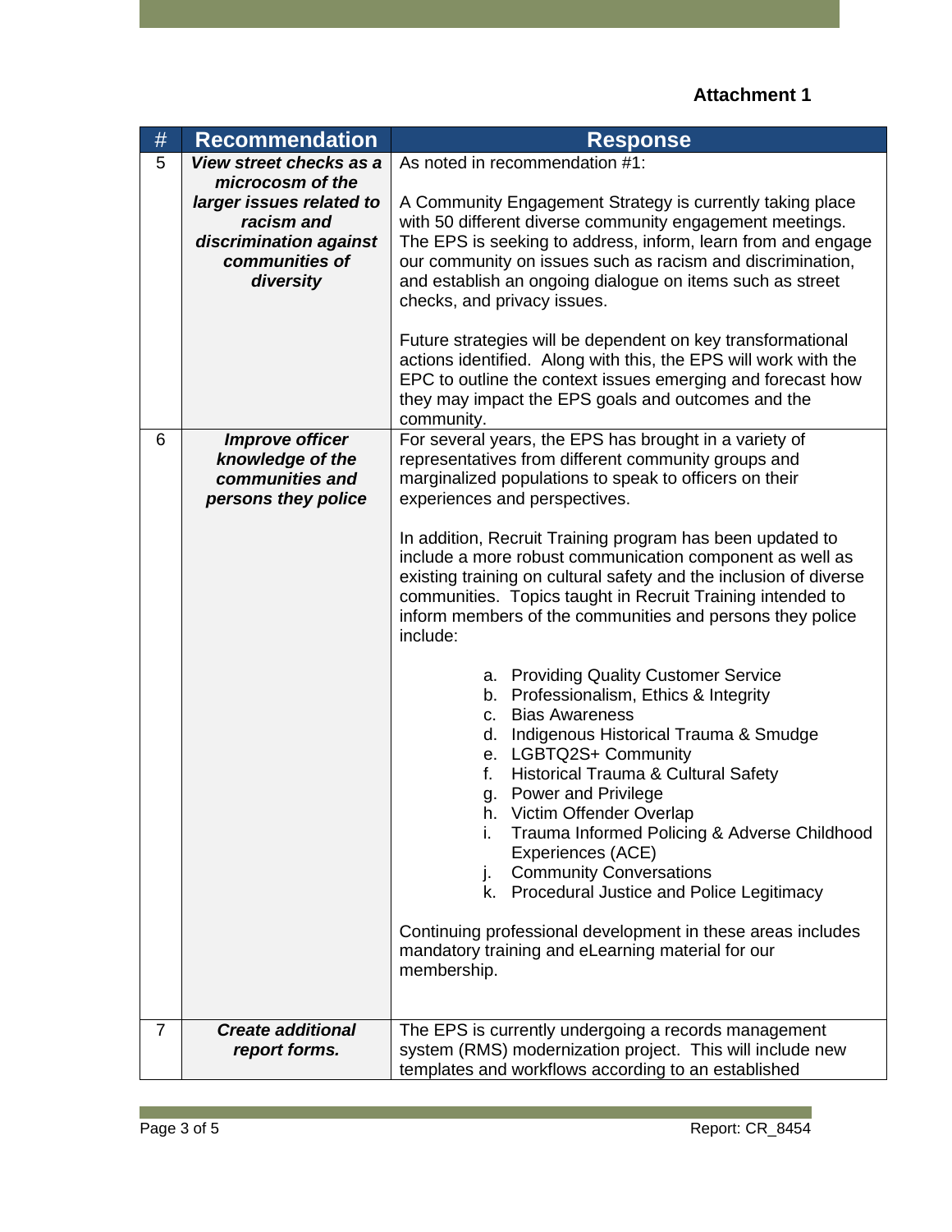**Attachment 1**

| # | Recommendation | Response |
|---|---|---|
| 5 | ***View street checks as a microcosm of the larger issues related to racism and discrimination against communities of diversity*** | As noted in recommendation #1:<br><br>A Community Engagement Strategy is currently taking place with 50 different diverse community engagement meetings. The EPS is seeking to address, inform, learn from and engage our community on issues such as racism and discrimination, and establish an ongoing dialogue on items such as street checks, and privacy issues.<br><br>Future strategies will be dependent on key transformational actions identified. Along with this, the EPS will work with the EPC to outline the context issues emerging and forecast how they may impact the EPS goals and outcomes and the community. |
| 6 | ***Improve officer knowledge of the communities and persons they police*** | For several years, the EPS has brought in a variety of representatives from different community groups and marginalized populations to speak to officers on their experiences and perspectives.<br><br>In addition, Recruit Training program has been updated to include a more robust communication component as well as existing training on cultural safety and the inclusion of diverse communities. Topics taught in Recruit Training intended to inform members of the communities and persons they police include:<br><br>a. Providing Quality Customer Service<br>b. Professionalism, Ethics & Integrity<br>c. Bias Awareness<br>d. Indigenous Historical Trauma & Smudge<br>e. LGBTQ2S+ Community<br>f. Historical Trauma & Cultural Safety<br>g. Power and Privilege<br>h. Victim Offender Overlap<br>i. Trauma Informed Policing & Adverse Childhood Experiences (ACE)<br>j. Community Conversations<br>k. Procedural Justice and Police Legitimacy<br><br>Continuing professional development in these areas includes mandatory training and eLearning material for our membership. |
| 7 | ***Create additional report forms.*** | The EPS is currently undergoing a records management system (RMS) modernization project. This will include new templates and workflows according to an established |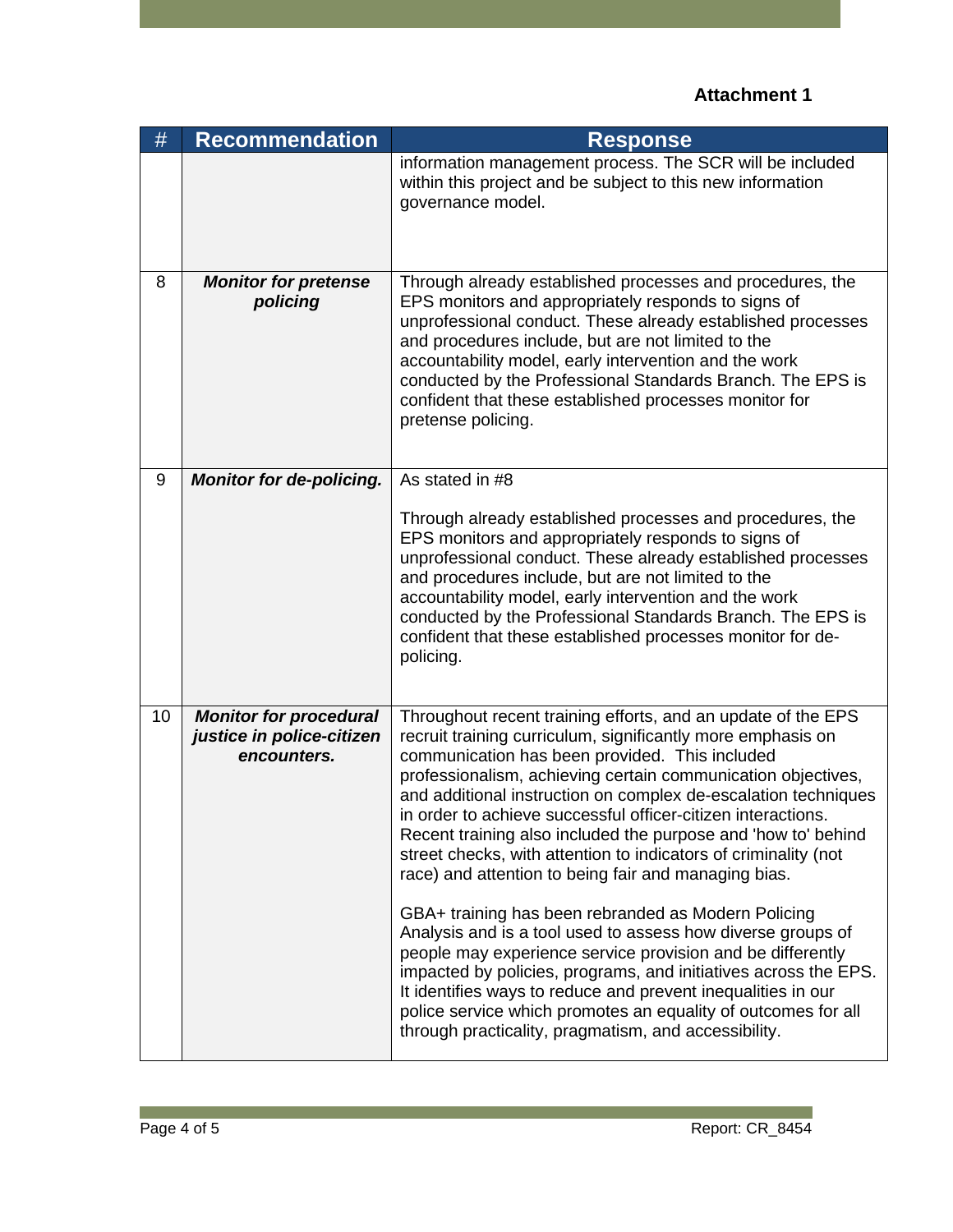**Attachment 1**

| # | Recommendation | Response |
|---|---|---|
| | | information management process. The SCR will be included within this project and be subject to this new information governance model. |
| 8 | ***Monitor for pretense policing*** | Through already established processes and procedures, the EPS monitors and appropriately responds to signs of unprofessional conduct. These already established processes and procedures include, but are not limited to the accountability model, early intervention and the work conducted by the Professional Standards Branch. The EPS is confident that these established processes monitor for pretense policing. |
| 9 | ***Monitor for de-policing.*** | As stated in #8<br><br>Through already established processes and procedures, the EPS monitors and appropriately responds to signs of unprofessional conduct. These already established processes and procedures include, but are not limited to the accountability model, early intervention and the work conducted by the Professional Standards Branch. The EPS is confident that these established processes monitor for de-policing. |
| 10 | ***Monitor for procedural justice in police-citizen encounters.*** | Throughout recent training efforts, and an update of the EPS recruit training curriculum, significantly more emphasis on communication has been provided. This included professionalism, achieving certain communication objectives, and additional instruction on complex de-escalation techniques in order to achieve successful officer-citizen interactions. Recent training also included the purpose and 'how to' behind street checks, with attention to indicators of criminality (not race) and attention to being fair and managing bias.<br><br>GBA+ training has been rebranded as Modern Policing Analysis and is a tool used to assess how diverse groups of people may experience service provision and be differently impacted by policies, programs, and initiatives across the EPS. It identifies ways to reduce and prevent inequalities in our police service which promotes an equality of outcomes for all through practicality, pragmatism, and accessibility. |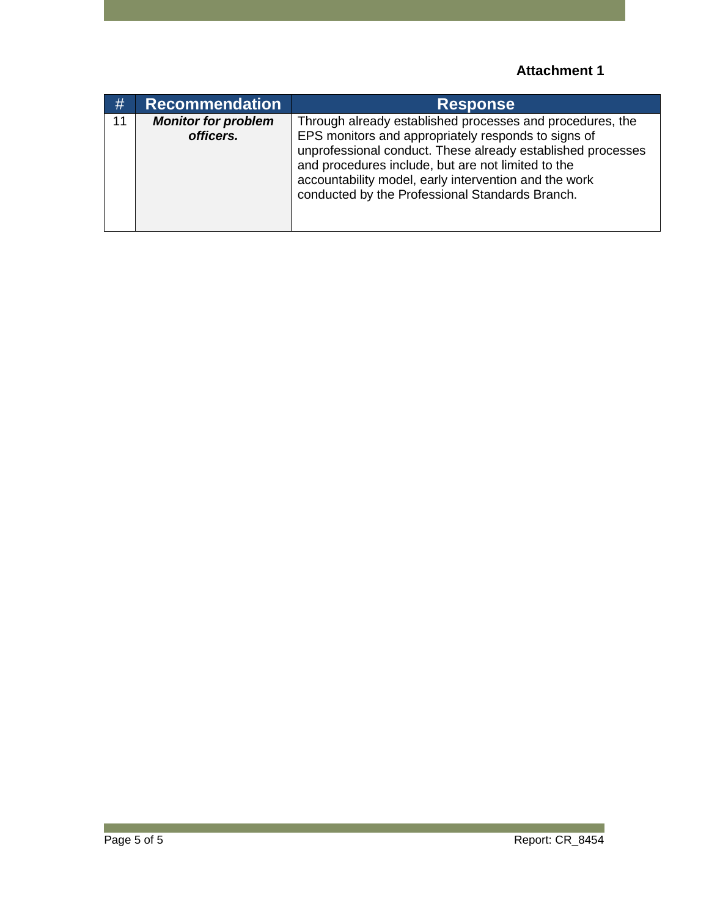**Attachment 1**

| # | Recommendation | Response |
|---|---|---|
| 11 | ***Monitor for problem officers.*** | Through already established processes and procedures, the EPS monitors and appropriately responds to signs of unprofessional conduct. These already established processes and procedures include, but are not limited to the accountability model, early intervention and the work conducted by the Professional Standards Branch. |